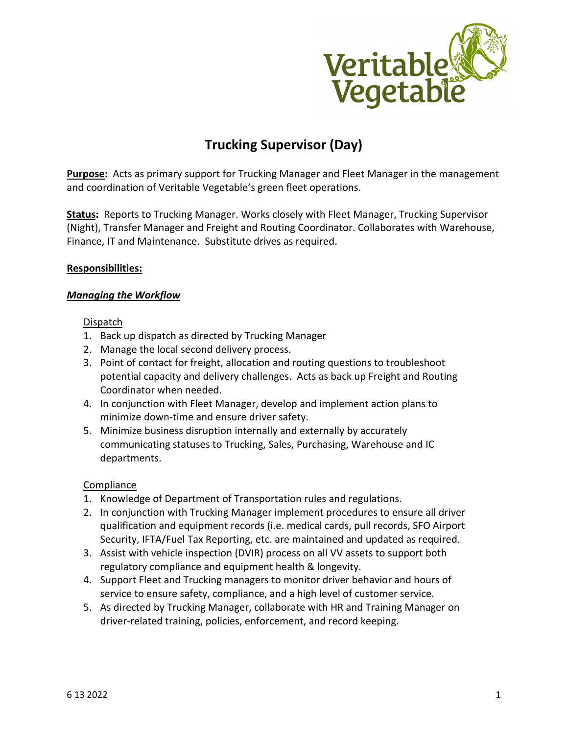# Trucking Supervisor (Day)

**Purpose:** Acts as primary support for Trucking Manager and Fleet Manager in the management and coordination of Veritable Vegetable's green fleet operations.

**Status:** Reports to Trucking Manager. Works closely with Fleet Manager, Trucking Supervisor (Night), Transfer Manager and Freight and Routing Coordinator. Collaborates with Warehouse, Finance, IT and Maintenance. Substitute drives as required.

**Responsibilities:**

***Managing the Workflow***

Dispatch

1. Back up dispatch as directed by Trucking Manager
2. Manage the local second delivery process.
3. Point of contact for freight, allocation and routing questions to troubleshoot potential capacity and delivery challenges. Acts as back up Freight and Routing Coordinator when needed.
4. In conjunction with Fleet Manager, develop and implement action plans to minimize down-time and ensure driver safety.
5. Minimize business disruption internally and externally by accurately communicating statuses to Trucking, Sales, Purchasing, Warehouse and IC departments.

Compliance

1. Knowledge of Department of Transportation rules and regulations.
2. In conjunction with Trucking Manager implement procedures to ensure all driver qualification and equipment records (i.e. medical cards, pull records, SFO Airport Security, IFTA/Fuel Tax Reporting, etc. are maintained and updated as required.
3. Assist with vehicle inspection (DVIR) process on all VV assets to support both regulatory compliance and equipment health & longevity.
4. Support Fleet and Trucking managers to monitor driver behavior and hours of service to ensure safety, compliance, and a high level of customer service.
5. As directed by Trucking Manager, collaborate with HR and Training Manager on driver-related training, policies, enforcement, and record keeping.

6 13 2022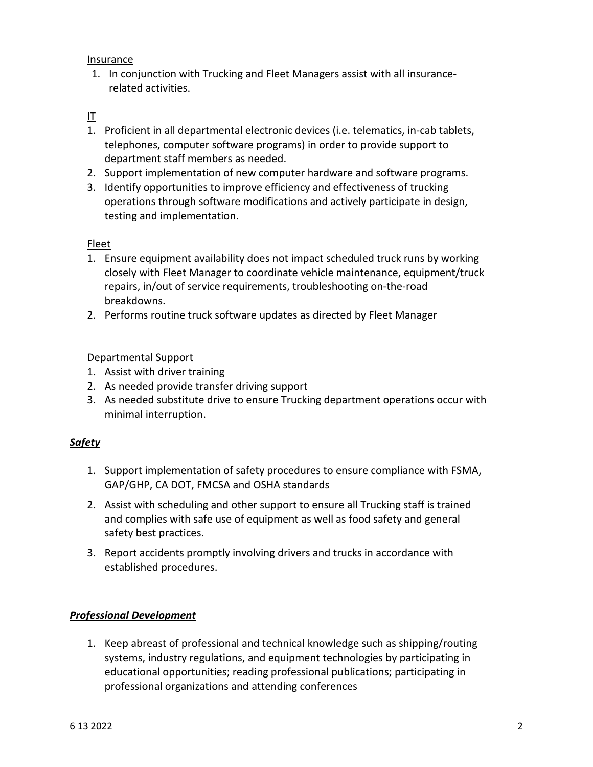Insurance

1. In conjunction with Trucking and Fleet Managers assist with all insurance-related activities.

IT

1. Proficient in all departmental electronic devices (i.e. telematics, in-cab tablets, telephones, computer software programs) in order to provide support to department staff members as needed.
2. Support implementation of new computer hardware and software programs.
3. Identify opportunities to improve efficiency and effectiveness of trucking operations through software modifications and actively participate in design, testing and implementation.

Fleet

1. Ensure equipment availability does not impact scheduled truck runs by working closely with Fleet Manager to coordinate vehicle maintenance, equipment/truck repairs, in/out of service requirements, troubleshooting on-the-road breakdowns.
2. Performs routine truck software updates as directed by Fleet Manager

Departmental Support

1. Assist with driver training
2. As needed provide transfer driving support
3. As needed substitute drive to ensure Trucking department operations occur with minimal interruption.

***Safety***

1. Support implementation of safety procedures to ensure compliance with FSMA, GAP/GHP, CA DOT, FMCSA and OSHA standards
2. Assist with scheduling and other support to ensure all Trucking staff is trained and complies with safe use of equipment as well as food safety and general safety best practices.
3. Report accidents promptly involving drivers and trucks in accordance with established procedures.

***Professional Development***

1. Keep abreast of professional and technical knowledge such as shipping/routing systems, industry regulations, and equipment technologies by participating in educational opportunities; reading professional publications; participating in professional organizations and attending conferences

6 13 2022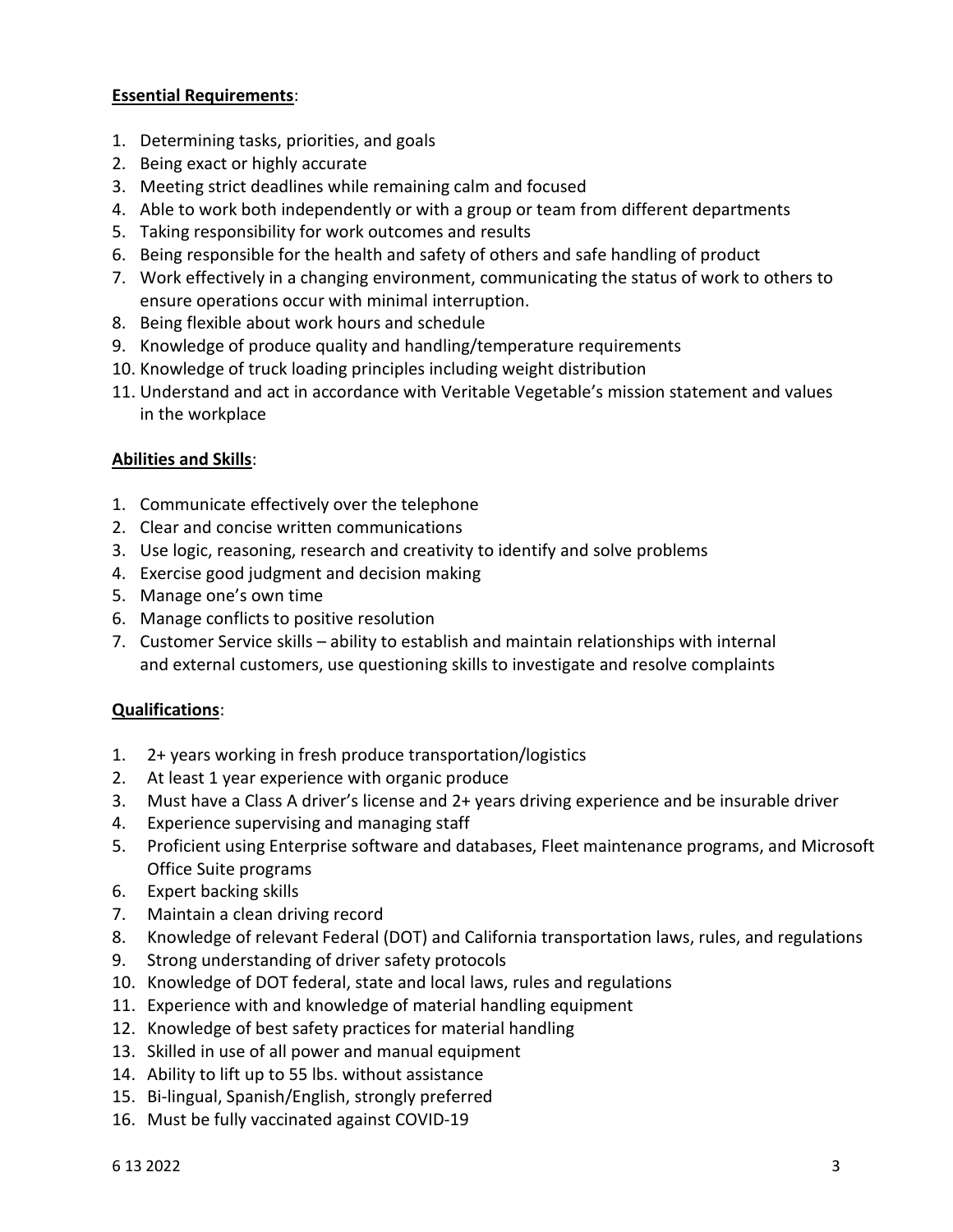**Essential Requirements**:

1. Determining tasks, priorities, and goals
2. Being exact or highly accurate
3. Meeting strict deadlines while remaining calm and focused
4. Able to work both independently or with a group or team from different departments
5. Taking responsibility for work outcomes and results
6. Being responsible for the health and safety of others and safe handling of product
7. Work effectively in a changing environment, communicating the status of work to others to ensure operations occur with minimal interruption.
8. Being flexible about work hours and schedule
9. Knowledge of produce quality and handling/temperature requirements
10. Knowledge of truck loading principles including weight distribution
11. Understand and act in accordance with Veritable Vegetable's mission statement and values in the workplace

**Abilities and Skills**:

1. Communicate effectively over the telephone
2. Clear and concise written communications
3. Use logic, reasoning, research and creativity to identify and solve problems
4. Exercise good judgment and decision making
5. Manage one's own time
6. Manage conflicts to positive resolution
7. Customer Service skills – ability to establish and maintain relationships with internal and external customers, use questioning skills to investigate and resolve complaints

**Qualifications**:

1. 2+ years working in fresh produce transportation/logistics
2. At least 1 year experience with organic produce
3. Must have a Class A driver's license and 2+ years driving experience and be insurable driver
4. Experience supervising and managing staff
5. Proficient using Enterprise software and databases, Fleet maintenance programs, and Microsoft Office Suite programs
6. Expert backing skills
7. Maintain a clean driving record
8. Knowledge of relevant Federal (DOT) and California transportation laws, rules, and regulations
9. Strong understanding of driver safety protocols
10. Knowledge of DOT federal, state and local laws, rules and regulations
11. Experience with and knowledge of material handling equipment
12. Knowledge of best safety practices for material handling
13. Skilled in use of all power and manual equipment
14. Ability to lift up to 55 lbs. without assistance
15. Bi-lingual, Spanish/English, strongly preferred
16. Must be fully vaccinated against COVID-19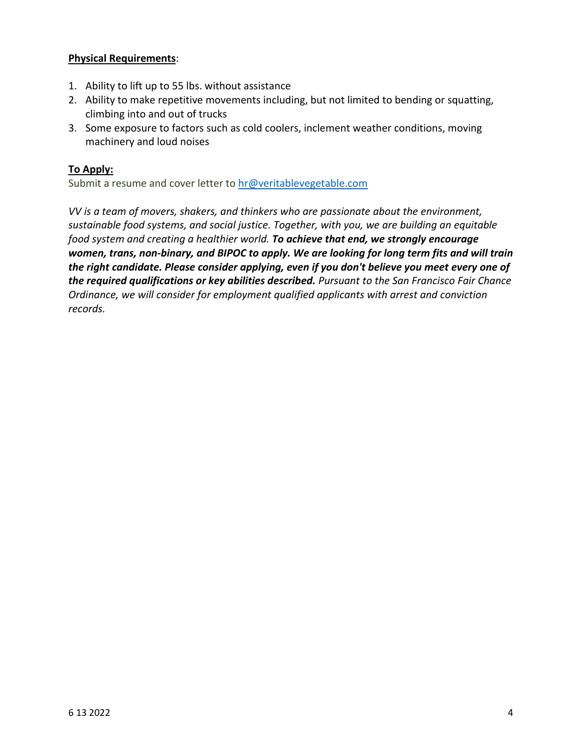**Physical Requirements**:

1. Ability to lift up to 55 lbs. without assistance
2. Ability to make repetitive movements including, but not limited to bending or squatting, climbing into and out of trucks
3. Some exposure to factors such as cold coolers, inclement weather conditions, moving machinery and loud noises

**To Apply:**

Submit a resume and cover letter to hr@veritablevegetable.com

*VV is a team of movers, shakers, and thinkers who are passionate about the environment, sustainable food systems, and social justice. Together, with you, we are building an equitable food system and creating a healthier world.* ***To achieve that end, we strongly encourage women, trans, non-binary, and BIPOC to apply. We are looking for long term fits and will train the right candidate. Please consider applying, even if you don't believe you meet every one of the required qualifications or key abilities described.*** *Pursuant to the San Francisco Fair Chance Ordinance, we will consider for employment qualified applicants with arrest and conviction records.*

6 13 2022